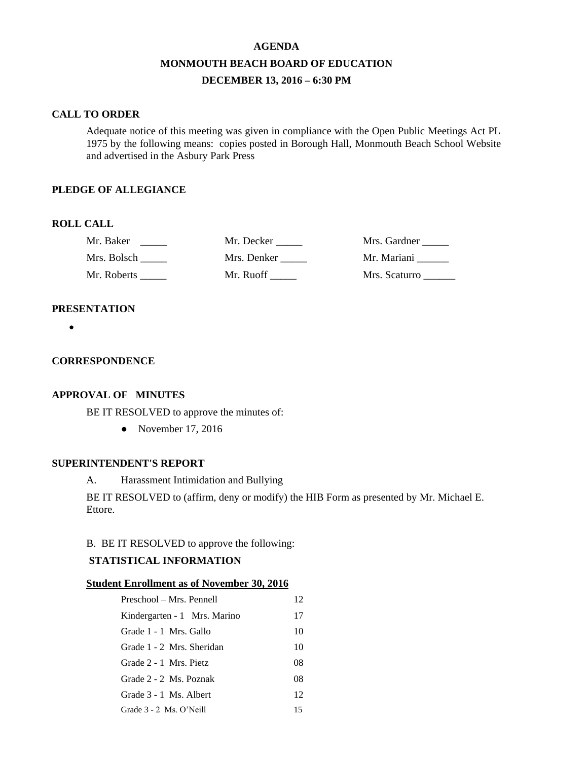# AGENDA

## MONMOUTH BEACH BOARD OF EDUCATION

## DECEMBER 13, 2016 – 6:30 PM

**CALL TO ORDER**

Adequate notice of this meeting was given in compliance with the Open Public Meetings Act PL 1975 by the following means: copies posted in Borough Hall, Monmouth Beach School Website and advertised in the Asbury Park Press

**PLEDGE OF ALLEGIANCE**

**ROLL CALL**

| | | |
|---|---|---|
| Mr. Baker _____ | Mr. Decker _____ | Mrs. Gardner _____ |
| Mrs. Bolsch _____ | Mrs. Denker _____ | Mr. Mariani ______ |
| Mr. Roberts _____ | Mr. Ruoff _____ | Mrs. Scaturro ______ |

**PRESENTATION**

- 

**CORRESPONDENCE**

**APPROVAL OF MINUTES**

BE IT RESOLVED to approve the minutes of:

- November 17, 2016

**SUPERINTENDENT'S REPORT**

A. Harassment Intimidation and Bullying

BE IT RESOLVED to (affirm, deny or modify) the HIB Form as presented by Mr. Michael E. Ettore.

B. BE IT RESOLVED to approve the following:

**STATISTICAL INFORMATION**

**Student Enrollment as of November 30, 2016**

| | |
|---|---|
| Preschool – Mrs. Pennell | 12 |
| Kindergarten - 1 Mrs. Marino | 17 |
| Grade 1 - 1 Mrs. Gallo | 10 |
| Grade 1 - 2 Mrs. Sheridan | 10 |
| Grade 2 - 1 Mrs. Pietz | 08 |
| Grade 2 - 2 Ms. Poznak | 08 |
| Grade 3 - 1 Ms. Albert | 12 |
| Grade 3 - 2 Ms. O'Neill | 15 |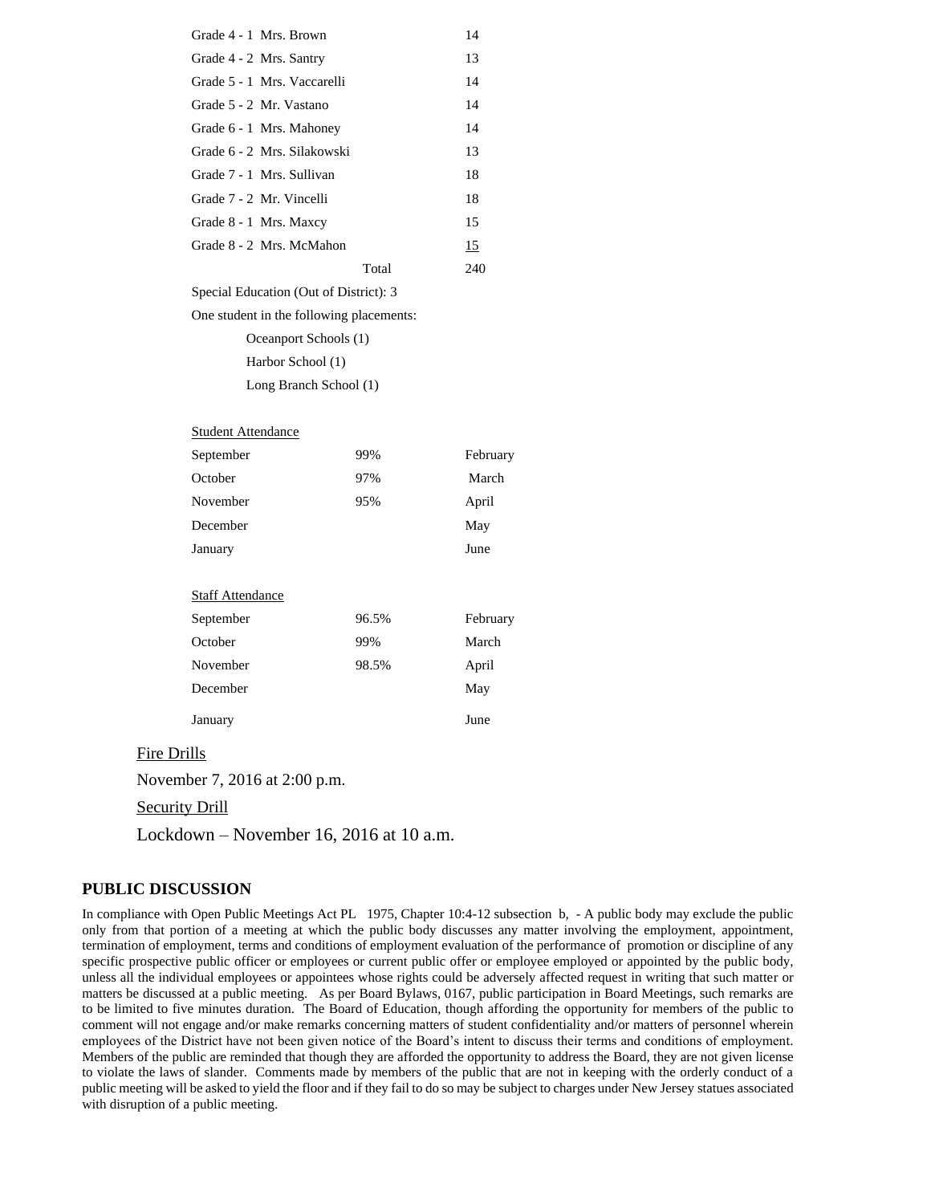| | |
|---|---|
| Grade 4 - 1 Mrs. Brown | 14 |
| Grade 4 - 2 Mrs. Santry | 13 |
| Grade 5 - 1 Mrs. Vaccarelli | 14 |
| Grade 5 - 2 Mr. Vastano | 14 |
| Grade 6 - 1 Mrs. Mahoney | 14 |
| Grade 6 - 2 Mrs. Silakowski | 13 |
| Grade 7 - 1 Mrs. Sullivan | 18 |
| Grade 7 - 2 Mr. Vincelli | 18 |
| Grade 8 - 1 Mrs. Maxcy | 15 |
| Grade 8 - 2 Mrs. McMahon | 15 |
| Total | 240 |

Special Education (Out of District): 3

One student in the following placements:

- Oceanport Schools (1)
- Harbor School (1)
- Long Branch School (1)

Student Attendance

| | | |
|---|---|---|
| September | 99% | February |
| October | 97% | March |
| November | 95% | April |
| December | | May |
| January | | June |

Staff Attendance

| | | |
|---|---|---|
| September | 96.5% | February |
| October | 99% | March |
| November | 98.5% | April |
| December | | May |
| January | | June |

Fire Drills

November 7, 2016 at 2:00 p.m.

Security Drill

Lockdown – November 16, 2016 at 10 a.m.

## PUBLIC DISCUSSION

In compliance with Open Public Meetings Act PL 1975, Chapter 10:4-12 subsection b, - A public body may exclude the public only from that portion of a meeting at which the public body discusses any matter involving the employment, appointment, termination of employment, terms and conditions of employment evaluation of the performance of promotion or discipline of any specific prospective public officer or employees or current public offer or employee employed or appointed by the public body, unless all the individual employees or appointees whose rights could be adversely affected request in writing that such matter or matters be discussed at a public meeting. As per Board Bylaws, 0167, public participation in Board Meetings, such remarks are to be limited to five minutes duration. The Board of Education, though affording the opportunity for members of the public to comment will not engage and/or make remarks concerning matters of student confidentiality and/or matters of personnel wherein employees of the District have not been given notice of the Board's intent to discuss their terms and conditions of employment. Members of the public are reminded that though they are afforded the opportunity to address the Board, they are not given license to violate the laws of slander. Comments made by members of the public that are not in keeping with the orderly conduct of a public meeting will be asked to yield the floor and if they fail to do so may be subject to charges under New Jersey statues associated with disruption of a public meeting.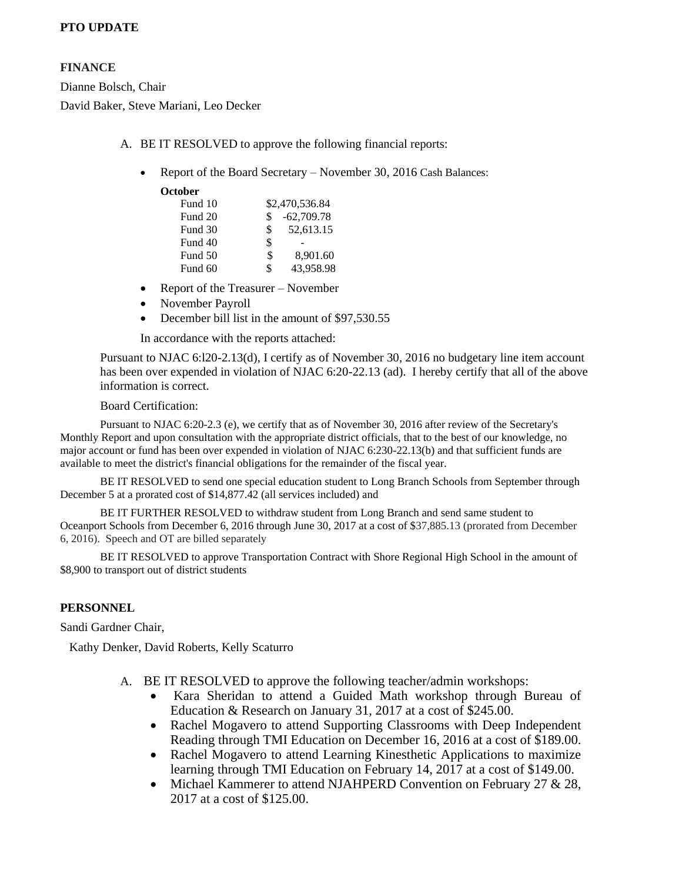**PTO UPDATE**

**FINANCE**

Dianne Bolsch, Chair

David Baker, Steve Mariani, Leo Decker

A. BE IT RESOLVED to approve the following financial reports:

- Report of the Board Secretary – November 30, 2016 Cash Balances:

**October**

| | |
|---|---|
| Fund 10 | $2,470,536.84 |
| Fund 20 | $ -62,709.78 |
| Fund 30 | $ 52,613.15 |
| Fund 40 | $ - |
| Fund 50 | $ 8,901.60 |
| Fund 60 | $ 43,958.98 |

- Report of the Treasurer – November
- November Payroll
- December bill list in the amount of $97,530.55

In accordance with the reports attached:

Pursuant to NJAC 6:l20-2.13(d), I certify as of November 30, 2016 no budgetary line item account has been over expended in violation of NJAC 6:20-22.13 (ad). I hereby certify that all of the above information is correct.

Board Certification:

Pursuant to NJAC 6:20-2.3 (e), we certify that as of November 30, 2016 after review of the Secretary's Monthly Report and upon consultation with the appropriate district officials, that to the best of our knowledge, no major account or fund has been over expended in violation of NJAC 6:230-22.13(b) and that sufficient funds are available to meet the district's financial obligations for the remainder of the fiscal year.

BE IT RESOLVED to send one special education student to Long Branch Schools from September through December 5 at a prorated cost of $14,877.42 (all services included) and

BE IT FURTHER RESOLVED to withdraw student from Long Branch and send same student to Oceanport Schools from December 6, 2016 through June 30, 2017 at a cost of $37,885.13 (prorated from December 6, 2016). Speech and OT are billed separately

BE IT RESOLVED to approve Transportation Contract with Shore Regional High School in the amount of $8,900 to transport out of district students

**PERSONNEL**

Sandi Gardner Chair,

Kathy Denker, David Roberts, Kelly Scaturro

A. BE IT RESOLVED to approve the following teacher/admin workshops:
   - Kara Sheridan to attend a Guided Math workshop through Bureau of Education & Research on January 31, 2017 at a cost of $245.00.
   - Rachel Mogavero to attend Supporting Classrooms with Deep Independent Reading through TMI Education on December 16, 2016 at a cost of $189.00.
   - Rachel Mogavero to attend Learning Kinesthetic Applications to maximize learning through TMI Education on February 14, 2017 at a cost of $149.00.
   - Michael Kammerer to attend NJAHPERD Convention on February 27 & 28, 2017 at a cost of $125.00.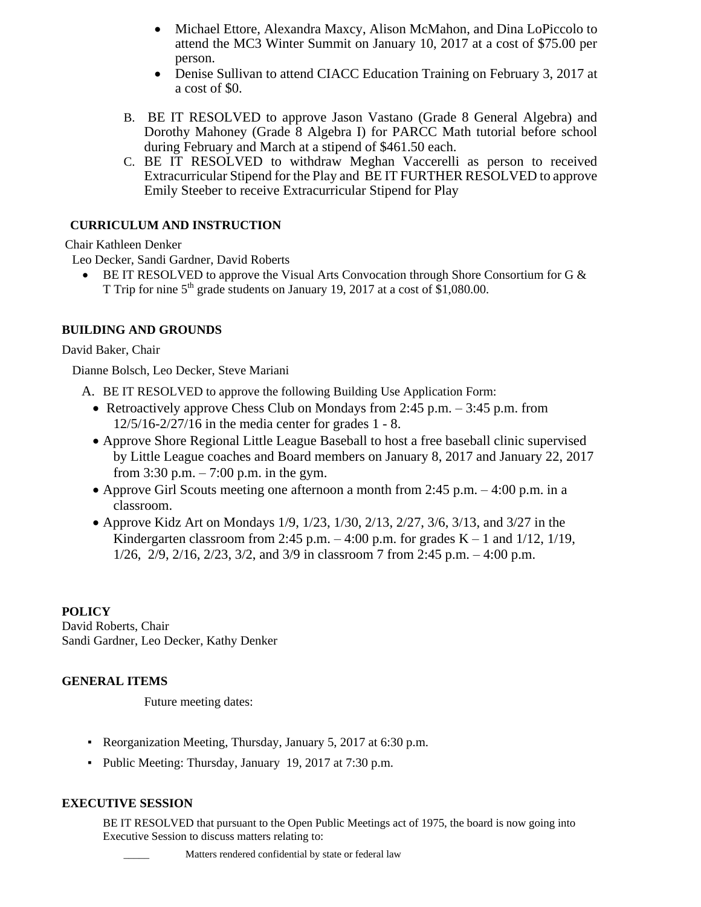- Michael Ettore, Alexandra Maxcy, Alison McMahon, and Dina LoPiccolo to attend the MC3 Winter Summit on January 10, 2017 at a cost of $75.00 per person.
- Denise Sullivan to attend CIACC Education Training on February 3, 2017 at a cost of $0.

B. BE IT RESOLVED to approve Jason Vastano (Grade 8 General Algebra) and Dorothy Mahoney (Grade 8 Algebra I) for PARCC Math tutorial before school during February and March at a stipend of $461.50 each.

C. BE IT RESOLVED to withdraw Meghan Vaccerelli as person to received Extracurricular Stipend for the Play and BE IT FURTHER RESOLVED to approve Emily Steeber to receive Extracurricular Stipend for Play

**CURRICULUM AND INSTRUCTION**

Chair Kathleen Denker

Leo Decker, Sandi Gardner, David Roberts

- BE IT RESOLVED to approve the Visual Arts Convocation through Shore Consortium for G & T Trip for nine 5th grade students on January 19, 2017 at a cost of $1,080.00.

**BUILDING AND GROUNDS**

David Baker, Chair

Dianne Bolsch, Leo Decker, Steve Mariani

A. BE IT RESOLVED to approve the following Building Use Application Form:

- Retroactively approve Chess Club on Mondays from 2:45 p.m. – 3:45 p.m. from 12/5/16-2/27/16 in the media center for grades 1 - 8.
- Approve Shore Regional Little League Baseball to host a free baseball clinic supervised by Little League coaches and Board members on January 8, 2017 and January 22, 2017 from 3:30 p.m. – 7:00 p.m. in the gym.
- Approve Girl Scouts meeting one afternoon a month from 2:45 p.m. – 4:00 p.m. in a classroom.
- Approve Kidz Art on Mondays 1/9, 1/23, 1/30, 2/13, 2/27, 3/6, 3/13, and 3/27 in the Kindergarten classroom from 2:45 p.m. – 4:00 p.m. for grades K – 1 and 1/12, 1/19, 1/26, 2/9, 2/16, 2/23, 3/2, and 3/9 in classroom 7 from 2:45 p.m. – 4:00 p.m.

**POLICY**

David Roberts, Chair

Sandi Gardner, Leo Decker, Kathy Denker

**GENERAL ITEMS**

Future meeting dates:

- Reorganization Meeting, Thursday, January 5, 2017 at 6:30 p.m.
- Public Meeting: Thursday, January 19, 2017 at 7:30 p.m.

**EXECUTIVE SESSION**

BE IT RESOLVED that pursuant to the Open Public Meetings act of 1975, the board is now going into Executive Session to discuss matters relating to:

_____ Matters rendered confidential by state or federal law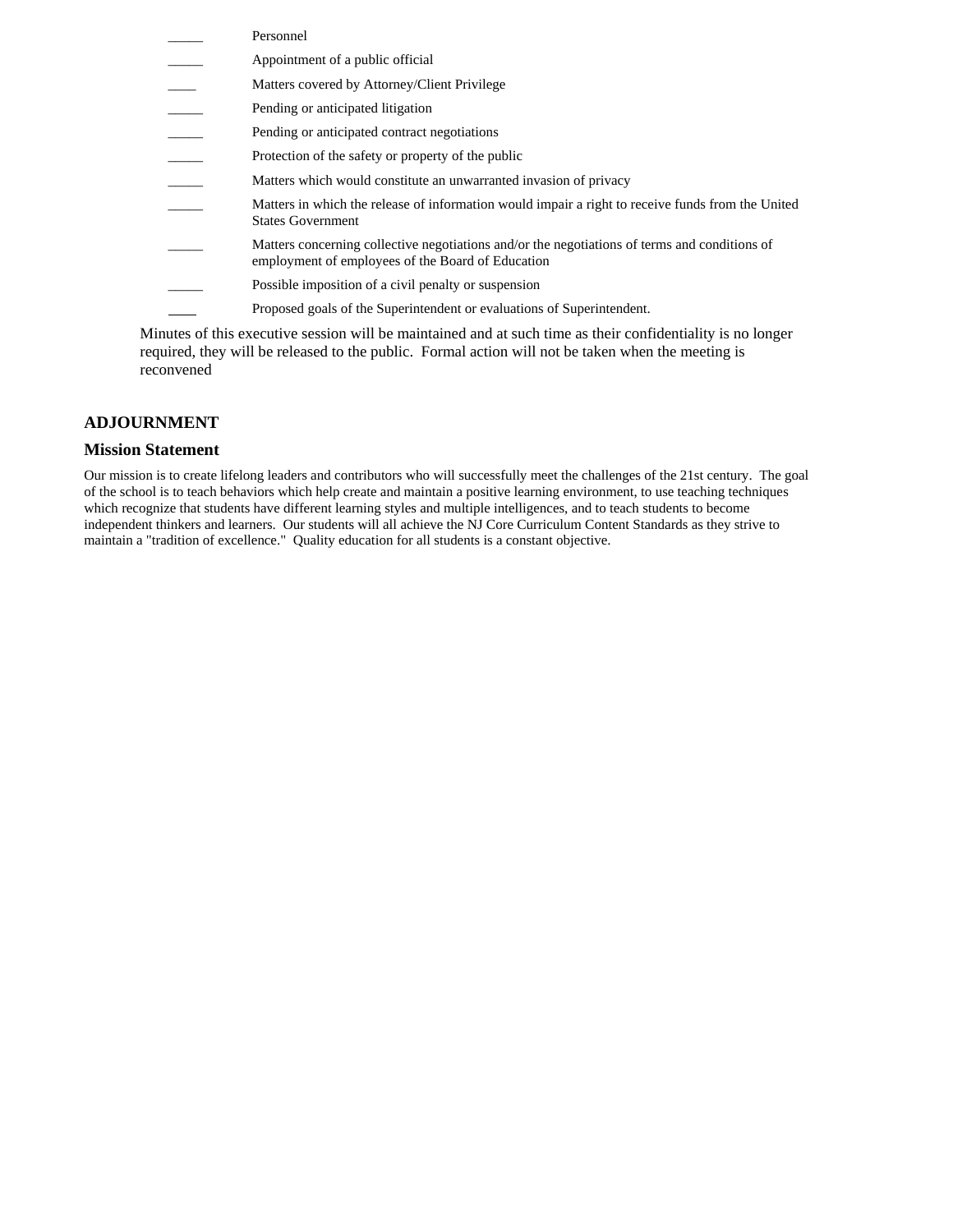- _____ Personnel
- _____ Appointment of a public official
- ____ Matters covered by Attorney/Client Privilege
- _____ Pending or anticipated litigation
- _____ Pending or anticipated contract negotiations
- _____ Protection of the safety or property of the public
- _____ Matters which would constitute an unwarranted invasion of privacy
- _____ Matters in which the release of information would impair a right to receive funds from the United States Government
- _____ Matters concerning collective negotiations and/or the negotiations of terms and conditions of employment of employees of the Board of Education
- _____ Possible imposition of a civil penalty or suspension
- ____ Proposed goals of the Superintendent or evaluations of Superintendent.

Minutes of this executive session will be maintained and at such time as their confidentiality is no longer required, they will be released to the public. Formal action will not be taken when the meeting is reconvened

## ADJOURNMENT

### Mission Statement

Our mission is to create lifelong leaders and contributors who will successfully meet the challenges of the 21st century. The goal of the school is to teach behaviors which help create and maintain a positive learning environment, to use teaching techniques which recognize that students have different learning styles and multiple intelligences, and to teach students to become independent thinkers and learners. Our students will all achieve the NJ Core Curriculum Content Standards as they strive to maintain a "tradition of excellence." Quality education for all students is a constant objective.